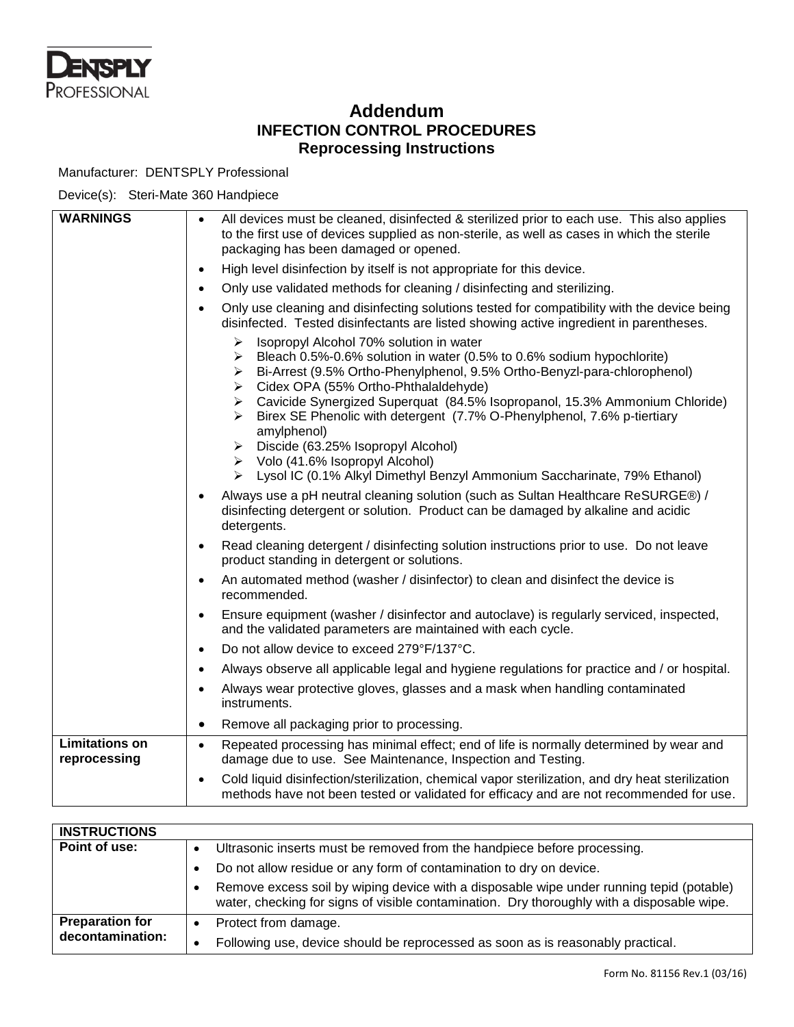DENTSPLY PROFESSIONAL

# Addendum
## INFECTION CONTROL PROCEDURES
### Reprocessing Instructions

Manufacturer: DENTSPLY Professional

Device(s): Steri-Mate 360 Handpiece

| | |
|---|---|
| **WARNINGS** | • All devices must be cleaned, disinfected & sterilized prior to each use. This also applies to the first use of devices supplied as non-sterile, as well as cases in which the sterile packaging has been damaged or opened.<br>• High level disinfection by itself is not appropriate for this device.<br>• Only use validated methods for cleaning / disinfecting and sterilizing.<br>• Only use cleaning and disinfecting solutions tested for compatibility with the device being disinfected. Tested disinfectants are listed showing active ingredient in parentheses.<br>➢ Isopropyl Alcohol 70% solution in water<br>➢ Bleach 0.5%-0.6% solution in water (0.5% to 0.6% sodium hypochlorite)<br>➢ Bi-Arrest (9.5% Ortho-Phenylphenol, 9.5% Ortho-Benyzl-para-chlorophenol)<br>➢ Cidex OPA (55% Ortho-Phthalaldehyde)<br>➢ Cavicide Synergized Superquat (84.5% Isopropanol, 15.3% Ammonium Chloride)<br>➢ Birex SE Phenolic with detergent (7.7% O-Phenylphenol, 7.6% p-tiertiary amylphenol)<br>➢ Discide (63.25% Isopropyl Alcohol)<br>➢ Volo (41.6% Isopropyl Alcohol)<br>➢ Lysol IC (0.1% Alkyl Dimethyl Benzyl Ammonium Saccharinate, 79% Ethanol)<br>• Always use a pH neutral cleaning solution (such as Sultan Healthcare ReSURGE®) / disinfecting detergent or solution. Product can be damaged by alkaline and acidic detergents.<br>• Read cleaning detergent / disinfecting solution instructions prior to use. Do not leave product standing in detergent or solutions.<br>• An automated method (washer / disinfector) to clean and disinfect the device is recommended.<br>• Ensure equipment (washer / disinfector and autoclave) is regularly serviced, inspected, and the validated parameters are maintained with each cycle.<br>• Do not allow device to exceed 279°F/137°C.<br>• Always observe all applicable legal and hygiene regulations for practice and / or hospital.<br>• Always wear protective gloves, glasses and a mask when handling contaminated instruments.<br>• Remove all packaging prior to processing. |
| **Limitations on reprocessing** | • Repeated processing has minimal effect; end of life is normally determined by wear and damage due to use. See Maintenance, Inspection and Testing.<br>• Cold liquid disinfection/sterilization, chemical vapor sterilization, and dry heat sterilization methods have not been tested or validated for efficacy and are not recommended for use. |

| **INSTRUCTIONS** | |
|---|---|
| **Point of use:** | • Ultrasonic inserts must be removed from the handpiece before processing.<br>• Do not allow residue or any form of contamination to dry on device.<br>• Remove excess soil by wiping device with a disposable wipe under running tepid (potable) water, checking for signs of visible contamination. Dry thoroughly with a disposable wipe. |
| **Preparation for decontamination:** | • Protect from damage.<br>• Following use, device should be reprocessed as soon as is reasonably practical. |

Form No. 81156 Rev.1 (03/16)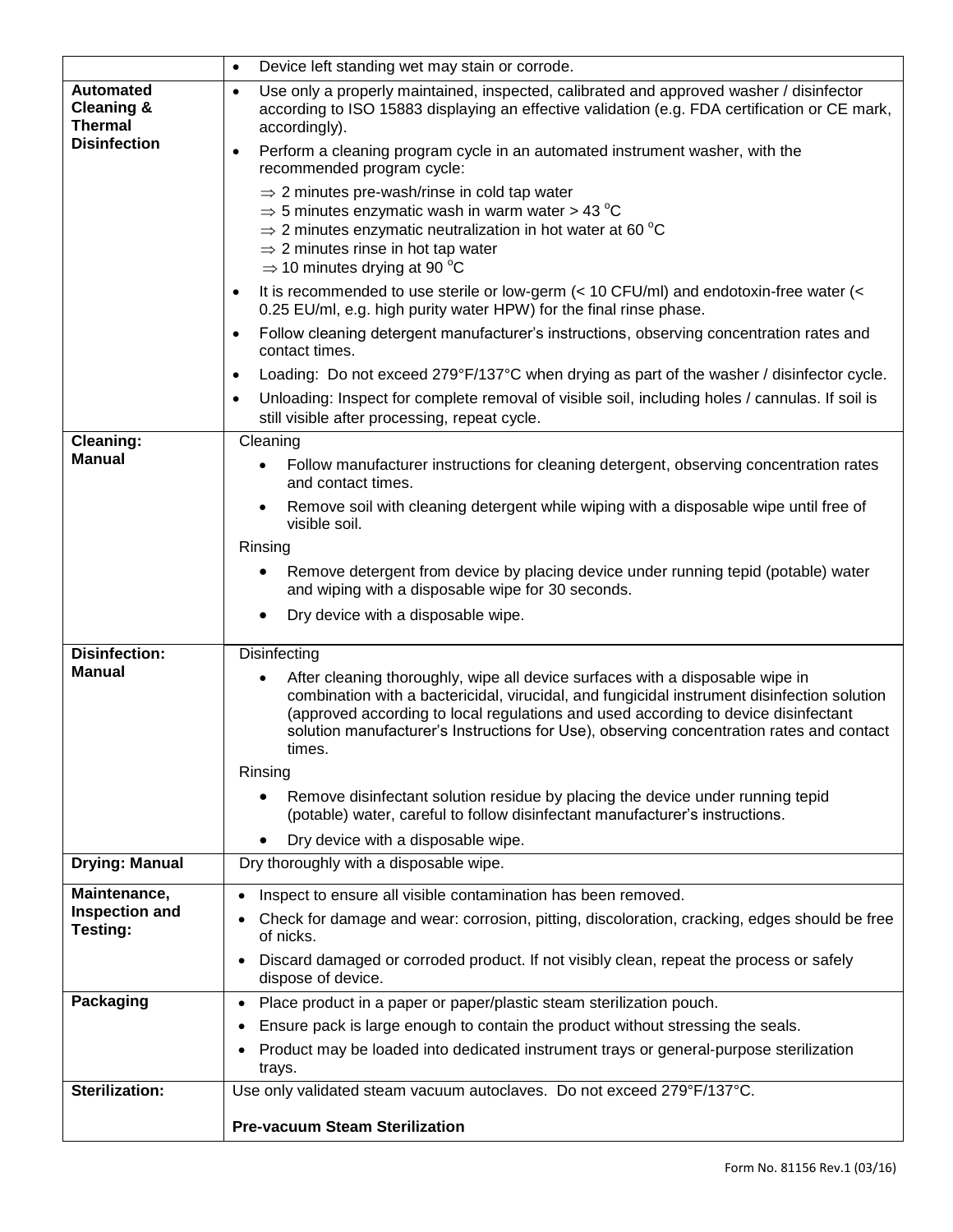| | |
|---|---|
| | • Device left standing wet may stain or corrode. |
| **Automated Cleaning & Thermal Disinfection** | • Use only a properly maintained, inspected, calibrated and approved washer / disinfector according to ISO 15883 displaying an effective validation (e.g. FDA certification or CE mark, accordingly).<br>• Perform a cleaning program cycle in an automated instrument washer, with the recommended program cycle:<br>⇒ 2 minutes pre-wash/rinse in cold tap water<br>⇒ 5 minutes enzymatic wash in warm water > 43 °C<br>⇒ 2 minutes enzymatic neutralization in hot water at 60 °C<br>⇒ 2 minutes rinse in hot tap water<br>⇒ 10 minutes drying at 90 °C<br>• It is recommended to use sterile or low-germ (< 10 CFU/ml) and endotoxin-free water (< 0.25 EU/ml, e.g. high purity water HPW) for the final rinse phase.<br>• Follow cleaning detergent manufacturer's instructions, observing concentration rates and contact times.<br>• Loading: Do not exceed 279°F/137°C when drying as part of the washer / disinfector cycle.<br>• Unloading: Inspect for complete removal of visible soil, including holes / cannulas. If soil is still visible after processing, repeat cycle. |
| **Cleaning: Manual** | Cleaning<br>• Follow manufacturer instructions for cleaning detergent, observing concentration rates and contact times.<br>• Remove soil with cleaning detergent while wiping with a disposable wipe until free of visible soil.<br>Rinsing<br>• Remove detergent from device by placing device under running tepid (potable) water and wiping with a disposable wipe for 30 seconds.<br>• Dry device with a disposable wipe. |
| **Disinfection: Manual** | Disinfecting<br>• After cleaning thoroughly, wipe all device surfaces with a disposable wipe in combination with a bactericidal, virucidal, and fungicidal instrument disinfection solution (approved according to local regulations and used according to device disinfectant solution manufacturer's Instructions for Use), observing concentration rates and contact times.<br>Rinsing<br>• Remove disinfectant solution residue by placing the device under running tepid (potable) water, careful to follow disinfectant manufacturer's instructions.<br>• Dry device with a disposable wipe. |
| **Drying: Manual** | Dry thoroughly with a disposable wipe. |
| **Maintenance, Inspection and Testing:** | • Inspect to ensure all visible contamination has been removed.<br>• Check for damage and wear: corrosion, pitting, discoloration, cracking, edges should be free of nicks.<br>• Discard damaged or corroded product. If not visibly clean, repeat the process or safely dispose of device. |
| **Packaging** | • Place product in a paper or paper/plastic steam sterilization pouch.<br>• Ensure pack is large enough to contain the product without stressing the seals.<br>• Product may be loaded into dedicated instrument trays or general-purpose sterilization trays. |
| **Sterilization:** | Use only validated steam vacuum autoclaves. Do not exceed 279°F/137°C.<br><br>**Pre-vacuum Steam Sterilization** |

Form No. 81156 Rev.1 (03/16)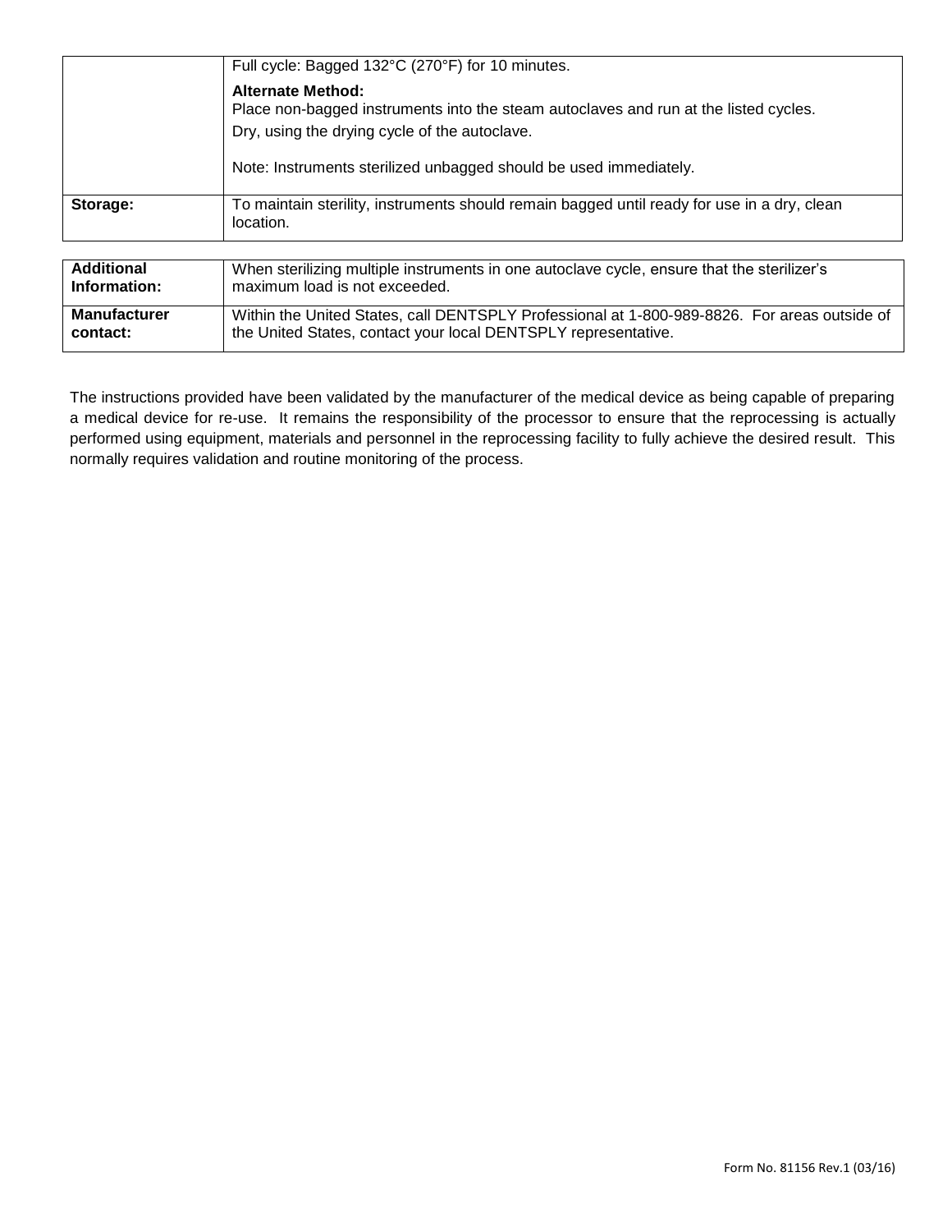| | |
|---|---|
| | Full cycle: Bagged 132°C (270°F) for 10 minutes.<br><br>**Alternate Method:**<br>Place non-bagged instruments into the steam autoclaves and run at the listed cycles.<br>Dry, using the drying cycle of the autoclave.<br><br>Note: Instruments sterilized unbagged should be used immediately. |
| **Storage:** | To maintain sterility, instruments should remain bagged until ready for use in a dry, clean location. |

| | |
|---|---|
| **Additional Information:** | When sterilizing multiple instruments in one autoclave cycle, ensure that the sterilizer's maximum load is not exceeded. |
| **Manufacturer contact:** | Within the United States, call DENTSPLY Professional at 1-800-989-8826. For areas outside of the United States, contact your local DENTSPLY representative. |

The instructions provided have been validated by the manufacturer of the medical device as being capable of preparing a medical device for re-use. It remains the responsibility of the processor to ensure that the reprocessing is actually performed using equipment, materials and personnel in the reprocessing facility to fully achieve the desired result. This normally requires validation and routine monitoring of the process.

Form No. 81156 Rev.1 (03/16)